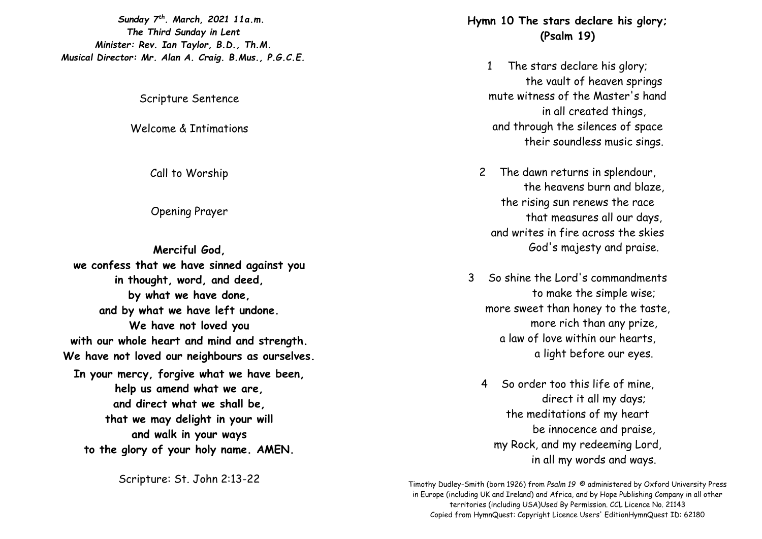***Sunday 7th. March, 2021 11a.m.***
***The Third Sunday in Lent***
***Minister: Rev. Ian Taylor, B.D., Th.M.***
***Musical Director: Mr. Alan A. Craig. B.Mus., P.G.C.E.***

Scripture Sentence

Welcome & Intimations

Call to Worship

Opening Prayer

**Merciful God,**
**we confess that we have sinned against you**
**in thought, word, and deed,**
**by what we have done,**
**and by what we have left undone.**
**We have not loved you**
**with our whole heart and mind and strength.**
**We have not loved our neighbours as ourselves.**
**In your mercy, forgive what we have been,**
**help us amend what we are,**
**and direct what we shall be,**
**that we may delight in your will**
**and walk in your ways**
**to the glory of your holy name. AMEN.**

Scripture: St. John 2:13-22

## Hymn 10 The stars declare his glory; (Psalm 19)

1 The stars declare his glory;
the vault of heaven springs
mute witness of the Master's hand
in all created things,
and through the silences of space
their soundless music sings.

2 The dawn returns in splendour,
the heavens burn and blaze,
the rising sun renews the race
that measures all our days,
and writes in fire across the skies
God's majesty and praise.

3 So shine the Lord's commandments
to make the simple wise;
more sweet than honey to the taste,
more rich than any prize,
a law of love within our hearts,
a light before our eyes.

4 So order too this life of mine,
direct it all my days;
the meditations of my heart
be innocence and praise,
my Rock, and my redeeming Lord,
in all my words and ways.

Timothy Dudley-Smith (born 1926) from *Psalm 19* © administered by Oxford University Press in Europe (including UK and Ireland) and Africa, and by Hope Publishing Company in all other territories (including USA)Used By Permission. CCL Licence No. 21143
Copied from HymnQuest: Copyright Licence Users' EditionHymnQuest ID: 62180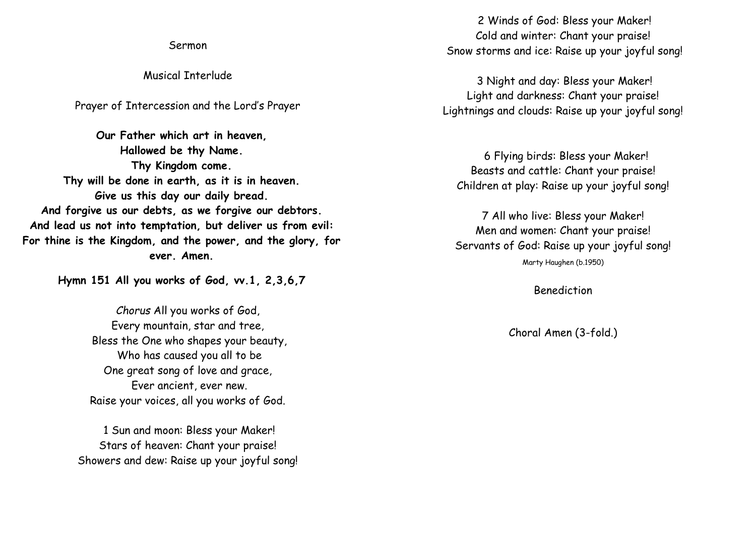Sermon

Musical Interlude

Prayer of Intercession and the Lord's Prayer

**Our Father which art in heaven,**
**Hallowed be thy Name.**
**Thy Kingdom come.**
**Thy will be done in earth, as it is in heaven.**
**Give us this day our daily bread.**
**And forgive us our debts, as we forgive our debtors.**
**And lead us not into temptation, but deliver us from evil:**
**For thine is the Kingdom, and the power, and the glory, for ever. Amen.**

**Hymn 151 All you works of God, vv.1, 2,3,6,7**

*Chorus* All you works of God,
Every mountain, star and tree,
Bless the One who shapes your beauty,
Who has caused you all to be
One great song of love and grace,
Ever ancient, ever new.
Raise your voices, all you works of God.

1 Sun and moon: Bless your Maker!
Stars of heaven: Chant your praise!
Showers and dew: Raise up your joyful song!

2 Winds of God: Bless your Maker!
Cold and winter: Chant your praise!
Snow storms and ice: Raise up your joyful song!

3 Night and day: Bless your Maker!
Light and darkness: Chant your praise!
Lightnings and clouds: Raise up your joyful song!

6 Flying birds: Bless your Maker!
Beasts and cattle: Chant your praise!
Children at play: Raise up your joyful song!

7 All who live: Bless your Maker!
Men and women: Chant your praise!
Servants of God: Raise up your joyful song!

Marty Haughen (b.1950)

Benediction

Choral Amen (3-fold.)